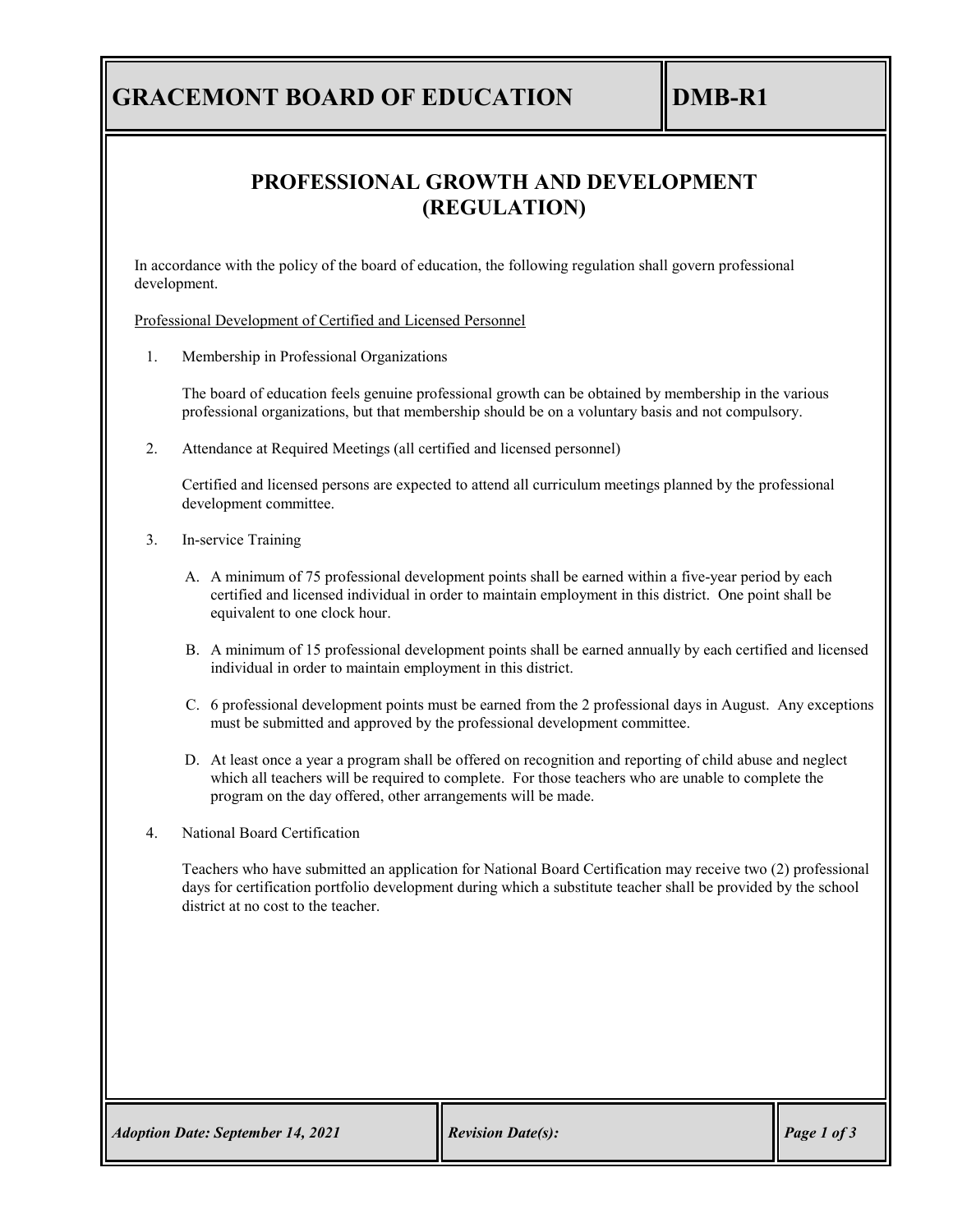# GRACEMONT BOARD OF EDUCATION

**DMB-R1**

## PROFESSIONAL GROWTH AND DEVELOPMENT (REGULATION)

In accordance with the policy of the board of education, the following regulation shall govern professional development.

Professional Development of Certified and Licensed Personnel

1. Membership in Professional Organizations

   The board of education feels genuine professional growth can be obtained by membership in the various professional organizations, but that membership should be on a voluntary basis and not compulsory.

2. Attendance at Required Meetings (all certified and licensed personnel)

   Certified and licensed persons are expected to attend all curriculum meetings planned by the professional development committee.

3. In-service Training

   A. A minimum of 75 professional development points shall be earned within a five-year period by each certified and licensed individual in order to maintain employment in this district. One point shall be equivalent to one clock hour.

   B. A minimum of 15 professional development points shall be earned annually by each certified and licensed individual in order to maintain employment in this district.

   C. 6 professional development points must be earned from the 2 professional days in August. Any exceptions must be submitted and approved by the professional development committee.

   D. At least once a year a program shall be offered on recognition and reporting of child abuse and neglect which all teachers will be required to complete. For those teachers who are unable to complete the program on the day offered, other arrangements will be made.

4. National Board Certification

   Teachers who have submitted an application for National Board Certification may receive two (2) professional days for certification portfolio development during which a substitute teacher shall be provided by the school district at no cost to the teacher.

*Adoption Date: September 14, 2021*

*Revision Date(s):*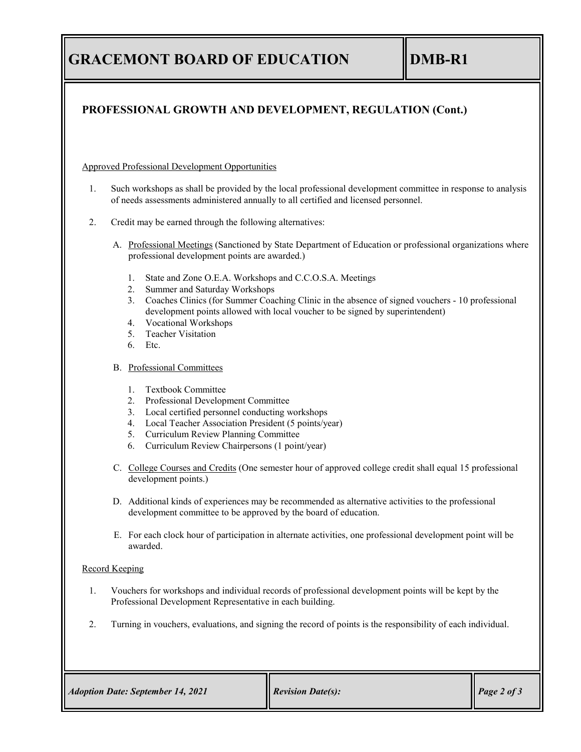## PROFESSIONAL GROWTH AND DEVELOPMENT, REGULATION (Cont.)

Approved Professional Development Opportunities

1. Such workshops as shall be provided by the local professional development committee in response to analysis of needs assessments administered annually to all certified and licensed personnel.

2. Credit may be earned through the following alternatives:

   A. Professional Meetings (Sanctioned by State Department of Education or professional organizations where professional development points are awarded.)

      1. State and Zone O.E.A. Workshops and C.C.O.S.A. Meetings
      2. Summer and Saturday Workshops
      3. Coaches Clinics (for Summer Coaching Clinic in the absence of signed vouchers - 10 professional development points allowed with local voucher to be signed by superintendent)
      4. Vocational Workshops
      5. Teacher Visitation
      6. Etc.

   B. Professional Committees

      1. Textbook Committee
      2. Professional Development Committee
      3. Local certified personnel conducting workshops
      4. Local Teacher Association President (5 points/year)
      5. Curriculum Review Planning Committee
      6. Curriculum Review Chairpersons (1 point/year)

   C. College Courses and Credits (One semester hour of approved college credit shall equal 15 professional development points.)

   D. Additional kinds of experiences may be recommended as alternative activities to the professional development committee to be approved by the board of education.

   E. For each clock hour of participation in alternate activities, one professional development point will be awarded.

Record Keeping

1. Vouchers for workshops and individual records of professional development points will be kept by the Professional Development Representative in each building.

2. Turning in vouchers, evaluations, and signing the record of points is the responsibility of each individual.

*Adoption Date: September 14, 2021* | *Revision Date(s):*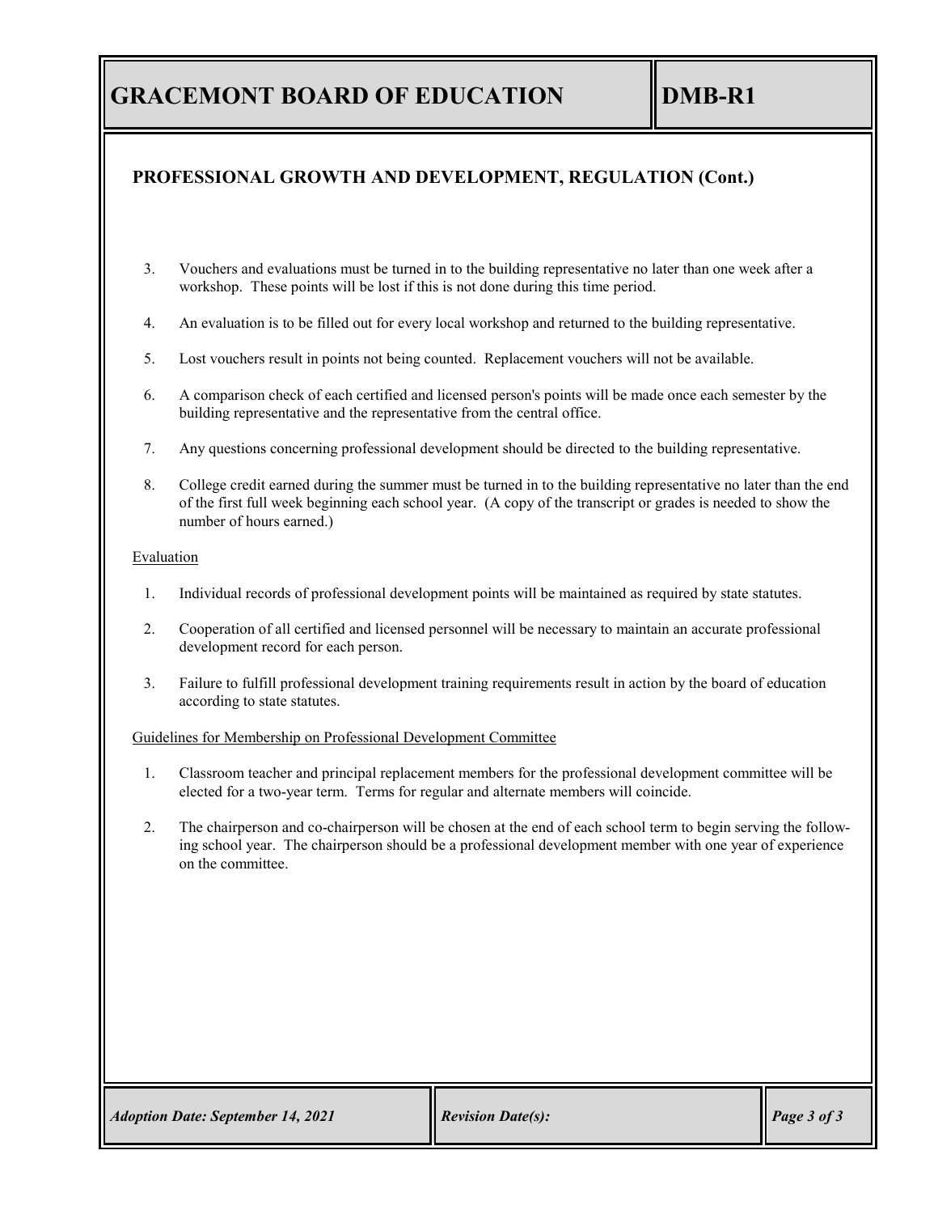## PROFESSIONAL GROWTH AND DEVELOPMENT, REGULATION (Cont.)

3. Vouchers and evaluations must be turned in to the building representative no later than one week after a workshop. These points will be lost if this is not done during this time period.

4. An evaluation is to be filled out for every local workshop and returned to the building representative.

5. Lost vouchers result in points not being counted. Replacement vouchers will not be available.

6. A comparison check of each certified and licensed person's points will be made once each semester by the building representative and the representative from the central office.

7. Any questions concerning professional development should be directed to the building representative.

8. College credit earned during the summer must be turned in to the building representative no later than the end of the first full week beginning each school year. (A copy of the transcript or grades is needed to show the number of hours earned.)

### Evaluation

1. Individual records of professional development points will be maintained as required by state statutes.

2. Cooperation of all certified and licensed personnel will be necessary to maintain an accurate professional development record for each person.

3. Failure to fulfill professional development training requirements result in action by the board of education according to state statutes.

### Guidelines for Membership on Professional Development Committee

1. Classroom teacher and principal replacement members for the professional development committee will be elected for a two-year term. Terms for regular and alternate members will coincide.

2. The chairperson and co-chairperson will be chosen at the end of each school term to begin serving the following school year. The chairperson should be a professional development member with one year of experience on the committee.

*Adoption Date: September 14, 2021*

*Revision Date(s):*